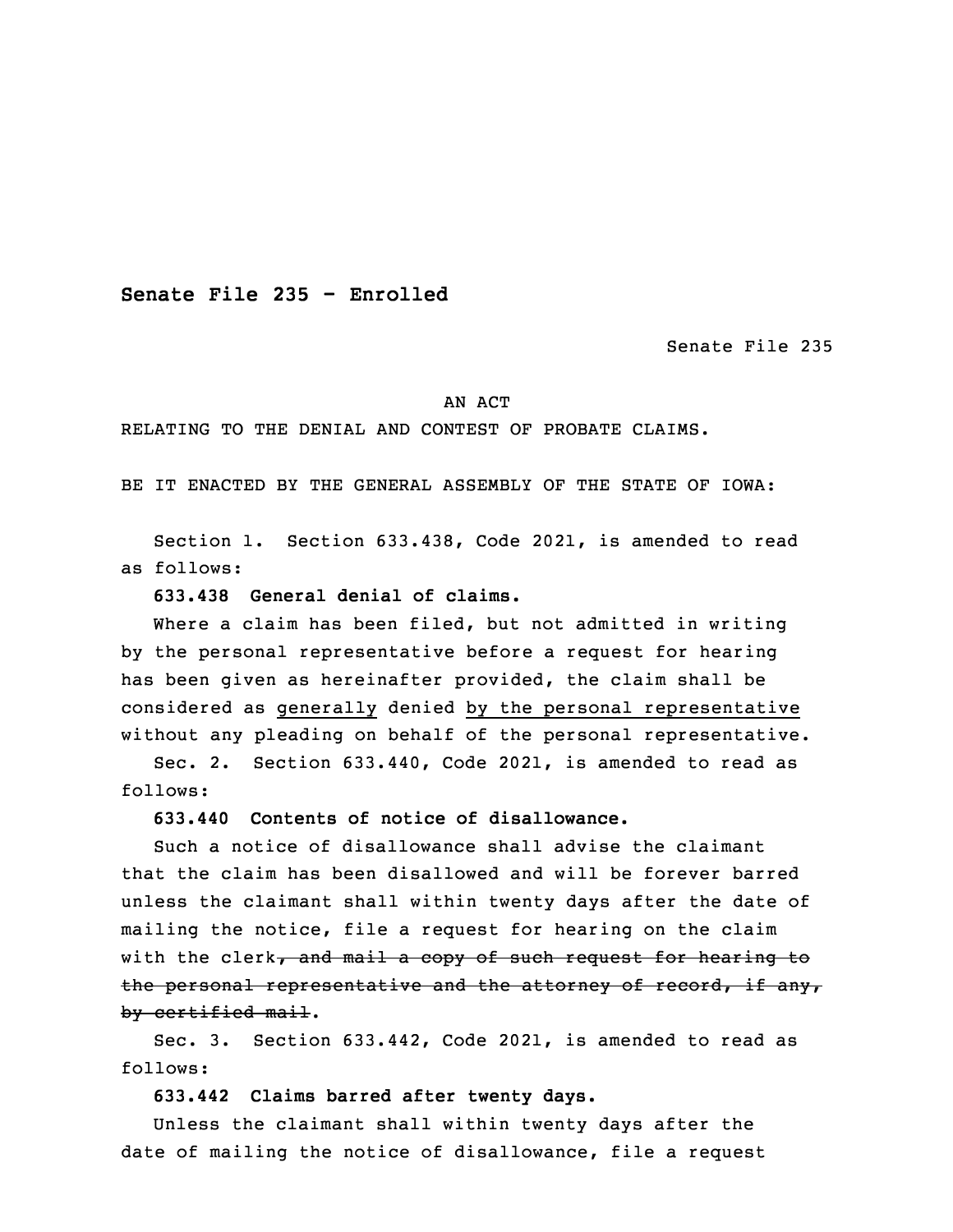**Senate File 235 - Enrolled**

Senate File 235

AN ACT

RELATING TO THE DENIAL AND CONTEST OF PROBATE CLAIMS.

BE IT ENACTED BY THE GENERAL ASSEMBLY OF THE STATE OF IOWA:

Section 1. Section 633.438, Code 2021, is amended to read as follows:

**633.438 General denial of claims.**

Where a claim has been filed, but not admitted in writing by the personal representative before a request for hearing has been given as hereinafter provided, the claim shall be considered as <u>generally</u> denied <u>by the personal representative</u> without any pleading on behalf of the personal representative.

Sec. 2. Section 633.440, Code 2021, is amended to read as follows:

**633.440 Contents of notice of disallowance.**

Such a notice of disallowance shall advise the claimant that the claim has been disallowed and will be forever barred unless the claimant shall within twenty days after the date of mailing the notice, file a request for hearing on the claim with the clerk~~, and mail a copy of such request for hearing to the personal representative and the attorney of record, if any, by certified mail~~.

Sec. 3. Section 633.442, Code 2021, is amended to read as follows:

**633.442 Claims barred after twenty days.**

Unless the claimant shall within twenty days after the date of mailing the notice of disallowance, file a request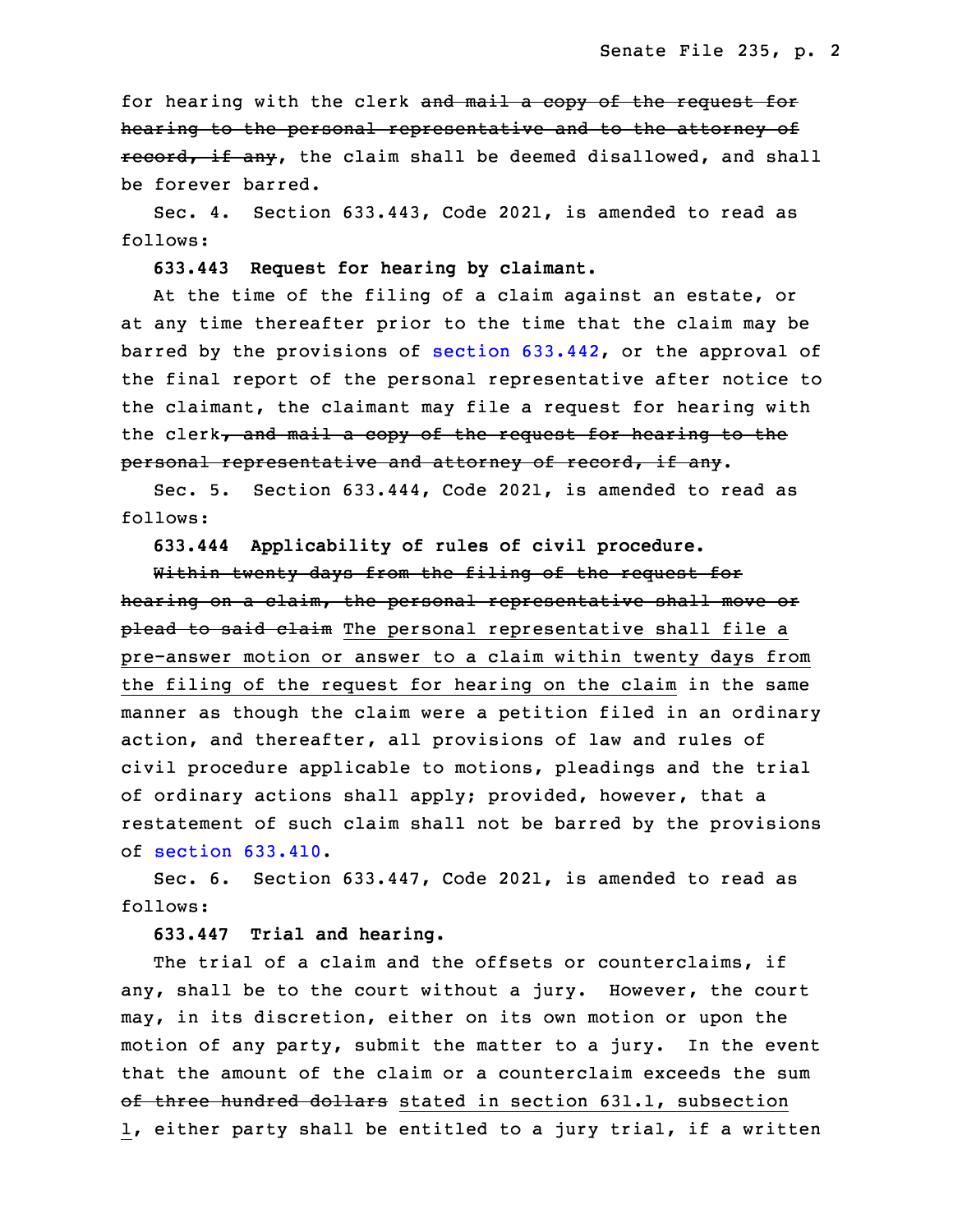for hearing with the clerk ~~and mail a copy of the request for hearing to the personal representative and to the attorney of record, if any~~, the claim shall be deemed disallowed, and shall be forever barred.

Sec. 4. Section 633.443, Code 2021, is amended to read as follows:

**633.443 Request for hearing by claimant.**

At the time of the filing of a claim against an estate, or at any time thereafter prior to the time that the claim may be barred by the provisions of section 633.442, or the approval of the final report of the personal representative after notice to the claimant, the claimant may file a request for hearing with the clerk~~, and mail a copy of the request for hearing to the personal representative and attorney of record, if any~~.

Sec. 5. Section 633.444, Code 2021, is amended to read as follows:

**633.444 Applicability of rules of civil procedure.**

~~Within twenty days from the filing of the request for hearing on a claim, the personal representative shall move or plead to said claim~~ <u>The personal representative shall file a pre-answer motion or answer to a claim within twenty days from the filing of the request for hearing on the claim</u> in the same manner as though the claim were a petition filed in an ordinary action, and thereafter, all provisions of law and rules of civil procedure applicable to motions, pleadings and the trial of ordinary actions shall apply; provided, however, that a restatement of such claim shall not be barred by the provisions of section 633.410.

Sec. 6. Section 633.447, Code 2021, is amended to read as follows:

**633.447 Trial and hearing.**

The trial of a claim and the offsets or counterclaims, if any, shall be to the court without a jury. However, the court may, in its discretion, either on its own motion or upon the motion of any party, submit the matter to a jury. In the event that the amount of the claim or a counterclaim exceeds the sum ~~of three hundred dollars~~ <u>stated in section 631.1, subsection 1</u>, either party shall be entitled to a jury trial, if a written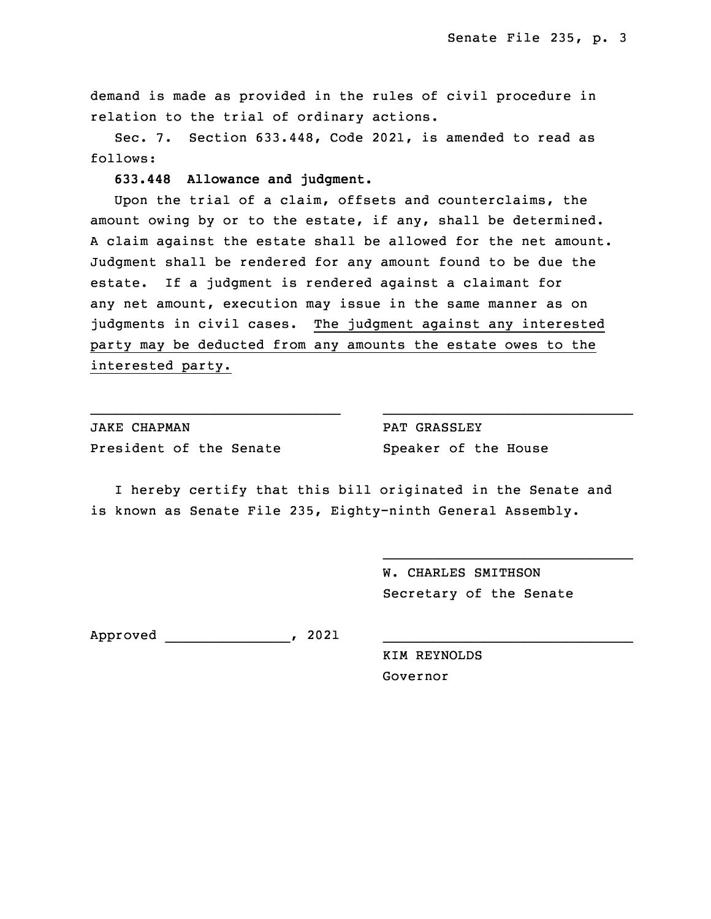demand is made as provided in the rules of civil procedure in relation to the trial of ordinary actions.

Sec. 7. Section 633.448, Code 2021, is amended to read as follows:

**633.448 Allowance and judgment.**

Upon the trial of a claim, offsets and counterclaims, the amount owing by or to the estate, if any, shall be determined. A claim against the estate shall be allowed for the net amount. Judgment shall be rendered for any amount found to be due the estate. If a judgment is rendered against a claimant for any net amount, execution may issue in the same manner as on judgments in civil cases. <u>The judgment against any interested party may be deducted from any amounts the estate owes to the interested party.</u>

\_\_\_\_\_\_\_\_\_\_\_\_\_\_\_\_\_\_\_\_\_\_\_\_\_\_\_\_\_\_
JAKE CHAPMAN
President of the Senate

\_\_\_\_\_\_\_\_\_\_\_\_\_\_\_\_\_\_\_\_\_\_\_\_\_\_\_\_\_\_
PAT GRASSLEY
Speaker of the House

I hereby certify that this bill originated in the Senate and is known as Senate File 235, Eighty-ninth General Assembly.

\_\_\_\_\_\_\_\_\_\_\_\_\_\_\_\_\_\_\_\_\_\_\_\_\_\_\_\_\_\_
W. CHARLES SMITHSON
Secretary of the Senate

Approved \_\_\_\_\_\_\_\_\_\_\_\_\_\_, 2021

\_\_\_\_\_\_\_\_\_\_\_\_\_\_\_\_\_\_\_\_\_\_\_\_\_\_\_\_\_\_
KIM REYNOLDS
Governor